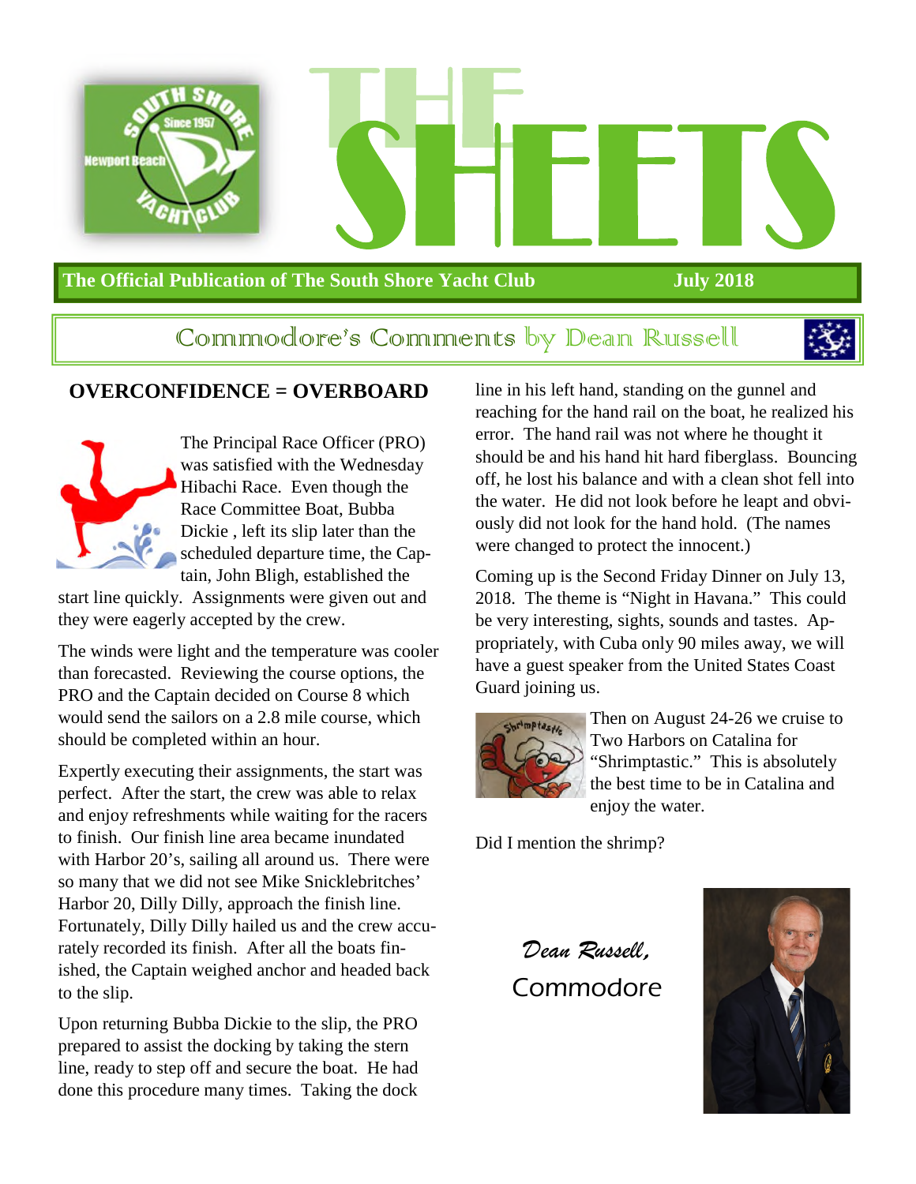# THE SHEETS

**The Official Publication of The South Shore Yacht Club** **July 2018**

## Commodore's Comments by Dean Russell

### OVERCONFIDENCE = OVERBOARD

The Principal Race Officer (PRO) was satisfied with the Wednesday Hibachi Race. Even though the Race Committee Boat, Bubba Dickie , left its slip later than the scheduled departure time, the Captain, John Bligh, established the start line quickly. Assignments were given out and they were eagerly accepted by the crew.

The winds were light and the temperature was cooler than forecasted. Reviewing the course options, the PRO and the Captain decided on Course 8 which would send the sailors on a 2.8 mile course, which should be completed within an hour.

Expertly executing their assignments, the start was perfect. After the start, the crew was able to relax and enjoy refreshments while waiting for the racers to finish. Our finish line area became inundated with Harbor 20's, sailing all around us. There were so many that we did not see Mike Snicklebritches' Harbor 20, Dilly Dilly, approach the finish line. Fortunately, Dilly Dilly hailed us and the crew accurately recorded its finish. After all the boats finished, the Captain weighed anchor and headed back to the slip.

Upon returning Bubba Dickie to the slip, the PRO prepared to assist the docking by taking the stern line, ready to step off and secure the boat. He had done this procedure many times. Taking the dock line in his left hand, standing on the gunnel and reaching for the hand rail on the boat, he realized his error. The hand rail was not where he thought it should be and his hand hit hard fiberglass. Bouncing off, he lost his balance and with a clean shot fell into the water. He did not look before he leapt and obviously did not look for the hand hold. (The names were changed to protect the innocent.)

Coming up is the Second Friday Dinner on July 13, 2018. The theme is "Night in Havana." This could be very interesting, sights, sounds and tastes. Appropriately, with Cuba only 90 miles away, we will have a guest speaker from the United States Coast Guard joining us.

Then on August 24-26 we cruise to Two Harbors on Catalina for "Shrimptastic." This is absolutely the best time to be in Catalina and enjoy the water.

Did I mention the shrimp?

*Dean Russell,*
Commodore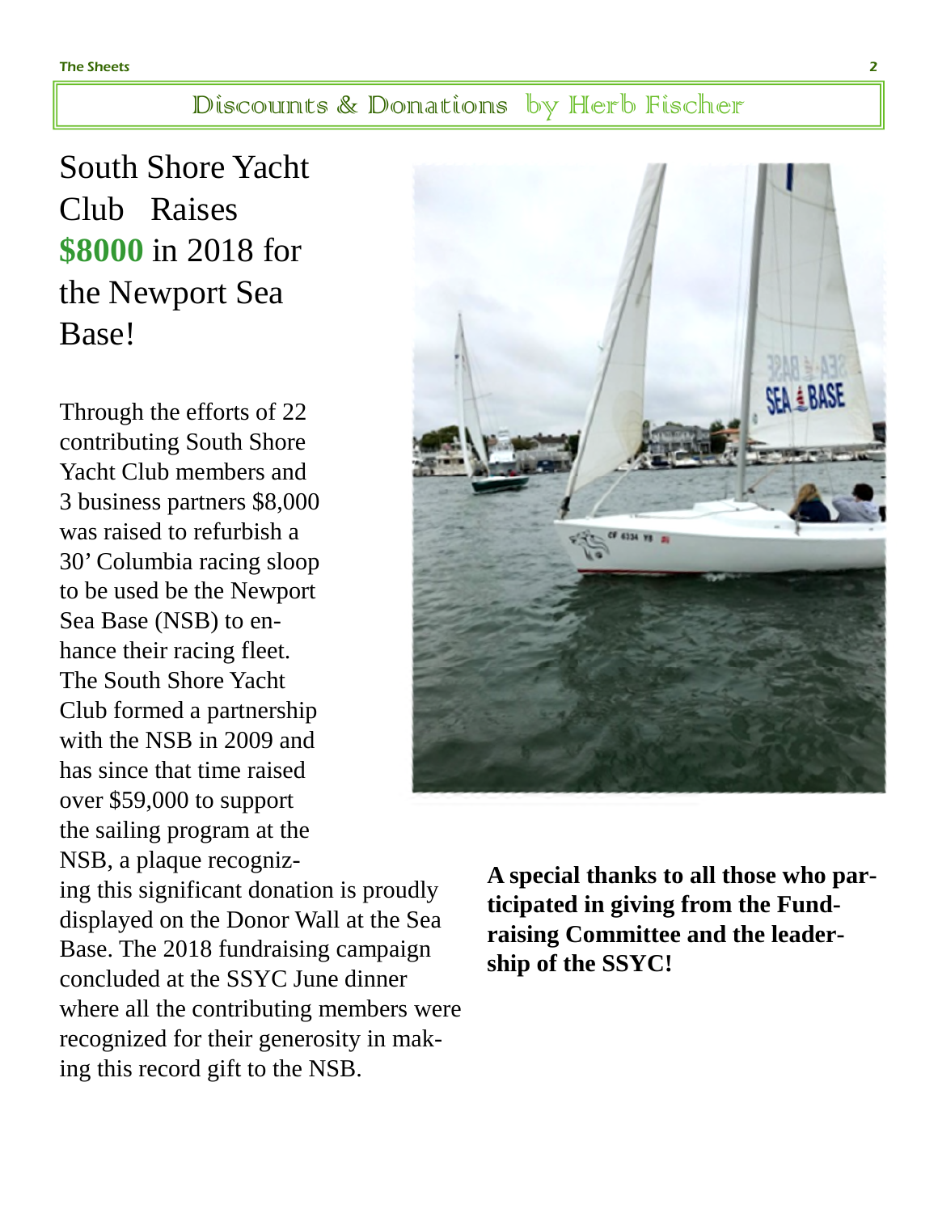## Discounts & Donations by Herb Fischer

# South Shore Yacht Club Raises **$8000** in 2018 for the Newport Sea Base!

Through the efforts of 22 contributing South Shore Yacht Club members and 3 business partners $8,000 was raised to refurbish a 30' Columbia racing sloop to be used be the Newport Sea Base (NSB) to enhance their racing fleet. The South Shore Yacht Club formed a partnership with the NSB in 2009 and has since that time raised over $59,000 to support the sailing program at the NSB, a plaque recognizing this significant donation is proudly displayed on the Donor Wall at the Sea Base. The 2018 fundraising campaign concluded at the SSYC June dinner where all the contributing members were recognized for their generosity in making this record gift to the NSB.

**A special thanks to all those who participated in giving from the Fundraising Committee and the leadership of the SSYC!**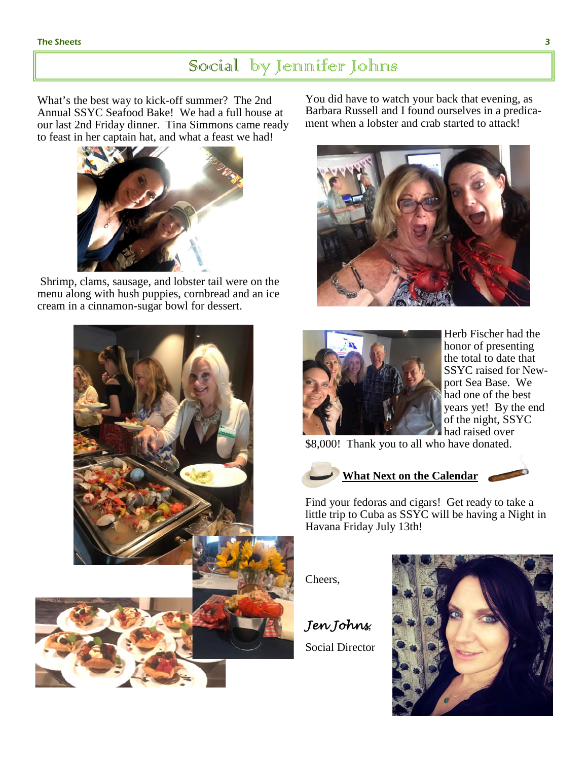# Social by Jennifer Johns

What's the best way to kick-off summer? The 2nd Annual SSYC Seafood Bake! We had a full house at our last 2nd Friday dinner. Tina Simmons came ready to feast in her captain hat, and what a feast we had!

Shrimp, clams, sausage, and lobster tail were on the menu along with hush puppies, cornbread and an ice cream in a cinnamon-sugar bowl for dessert.

You did have to watch your back that evening, as Barbara Russell and I found ourselves in a predicament when a lobster and crab started to attack!

Herb Fischer had the honor of presenting the total to date that SSYC raised for Newport Sea Base. We had one of the best years yet! By the end of the night, SSYC had raised over $8,000! Thank you to all who have donated.

**What Next on the Calendar**

Find your fedoras and cigars! Get ready to take a little trip to Cuba as SSYC will be having a Night in Havana Friday July 13th!

Cheers,

*Jen Johns,*

Social Director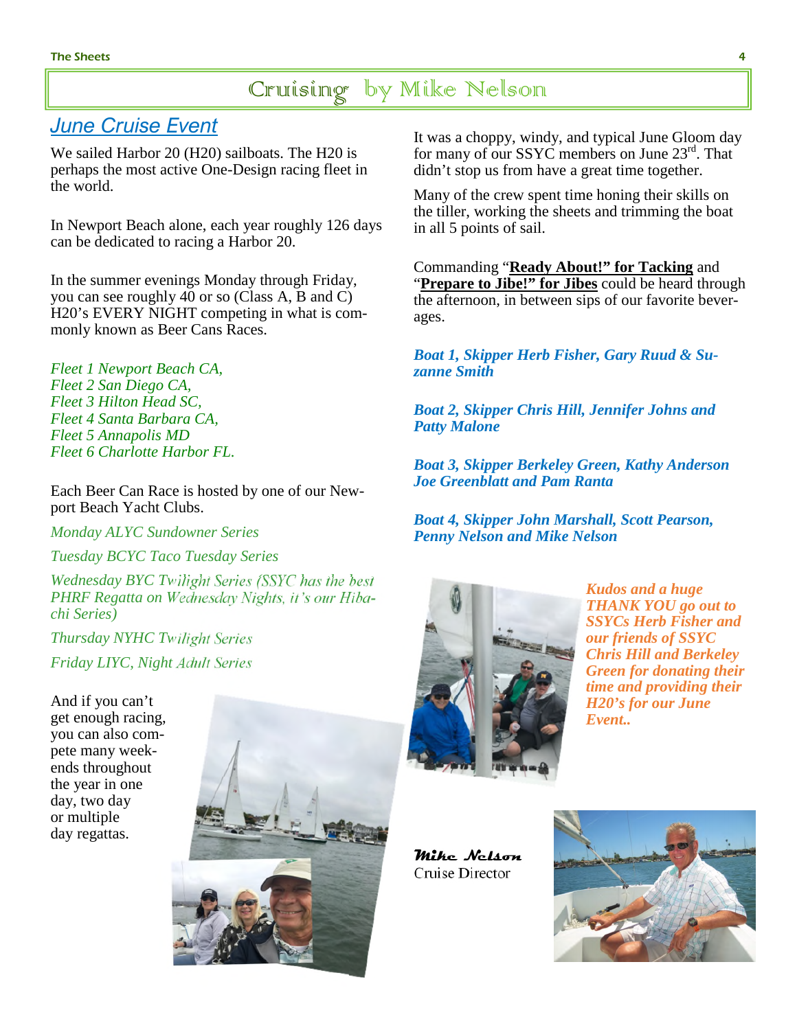# Cruising by Mike Nelson

## June Cruise Event

We sailed Harbor 20 (H20) sailboats. The H20 is perhaps the most active One-Design racing fleet in the world.

In Newport Beach alone, each year roughly 126 days can be dedicated to racing a Harbor 20.

In the summer evenings Monday through Friday, you can see roughly 40 or so (Class A, B and C) H20's EVERY NIGHT competing in what is commonly known as Beer Cans Races.

*Fleet 1 Newport Beach CA,*
*Fleet 2 San Diego CA,*
*Fleet 3 Hilton Head SC,*
*Fleet 4 Santa Barbara CA,*
*Fleet 5 Annapolis MD*
*Fleet 6 Charlotte Harbor FL.*

Each Beer Can Race is hosted by one of our Newport Beach Yacht Clubs.

*Monday ALYC Sundowner Series*

*Tuesday BCYC Taco Tuesday Series*

*Wednesday BYC Twilight Series (SSYC has the best PHRF Regatta on Wednesday Nights, it's our Hibachi Series)*

*Thursday NYHC Twilight Series*

*Friday LIYC, Night Adult Series*

And if you can't get enough racing, you can also compete many weekends throughout the year in one day, two day or multiple day regattas.

It was a choppy, windy, and typical June Gloom day for many of our SSYC members on June 23rd. That didn't stop us from have a great time together.

Many of the crew spent time honing their skills on the tiller, working the sheets and trimming the boat in all 5 points of sail.

Commanding "**Ready About!" for Tacking** and "**Prepare to Jibe!" for Jibes** could be heard through the afternoon, in between sips of our favorite beverages.

***Boat 1, Skipper Herb Fisher, Gary Ruud & Suzanne Smith***

***Boat 2, Skipper Chris Hill, Jennifer Johns and Patty Malone***

***Boat 3, Skipper Berkeley Green, Kathy Anderson Joe Greenblatt and Pam Ranta***

***Boat 4, Skipper John Marshall, Scott Pearson, Penny Nelson and Mike Nelson***

***Kudos and a huge THANK YOU go out to SSYCs Herb Fisher and our friends of SSYC Chris Hill and Berkeley Green for donating their time and providing their H20's for our June Event..***

*Mike Nelson*
Cruise Director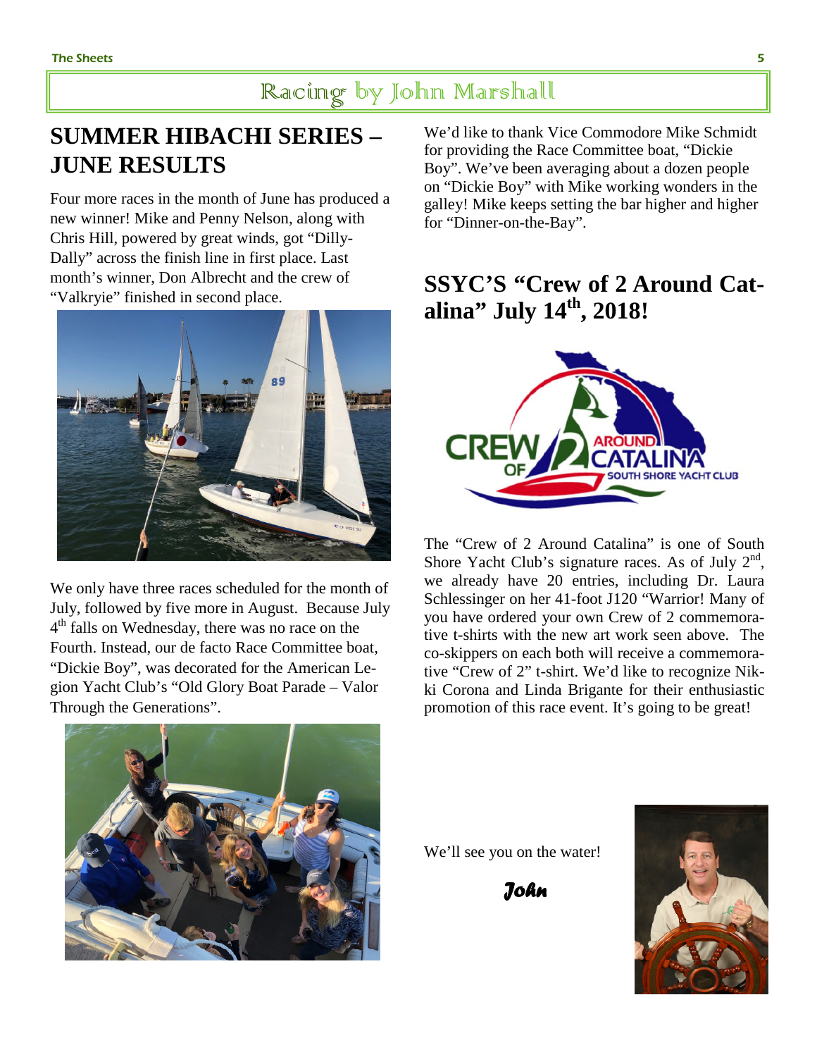## Racing by John Marshall

# SUMMER HIBACHI SERIES – JUNE RESULTS

Four more races in the month of June has produced a new winner! Mike and Penny Nelson, along with Chris Hill, powered by great winds, got "Dilly-Dally" across the finish line in first place. Last month's winner, Don Albrecht and the crew of "Valkryie" finished in second place.

We only have three races scheduled for the month of July, followed by five more in August. Because July 4th falls on Wednesday, there was no race on the Fourth. Instead, our de facto Race Committee boat, "Dickie Boy", was decorated for the American Legion Yacht Club's "Old Glory Boat Parade – Valor Through the Generations".

We'd like to thank Vice Commodore Mike Schmidt for providing the Race Committee boat, "Dickie Boy". We've been averaging about a dozen people on "Dickie Boy" with Mike working wonders in the galley! Mike keeps setting the bar higher and higher for "Dinner-on-the-Bay".

# SSYC'S "Crew of 2 Around Catalina" July 14th, 2018!

The "Crew of 2 Around Catalina" is one of South Shore Yacht Club's signature races. As of July 2nd, we already have 20 entries, including Dr. Laura Schlessinger on her 41-foot J120 "Warrior! Many of you have ordered your own Crew of 2 commemorative t-shirts with the new art work seen above. The co-skippers on each both will receive a commemorative "Crew of 2" t-shirt. We'd like to recognize Nikki Corona and Linda Brigante for their enthusiastic promotion of this race event. It's going to be great!

We'll see you on the water!

*John*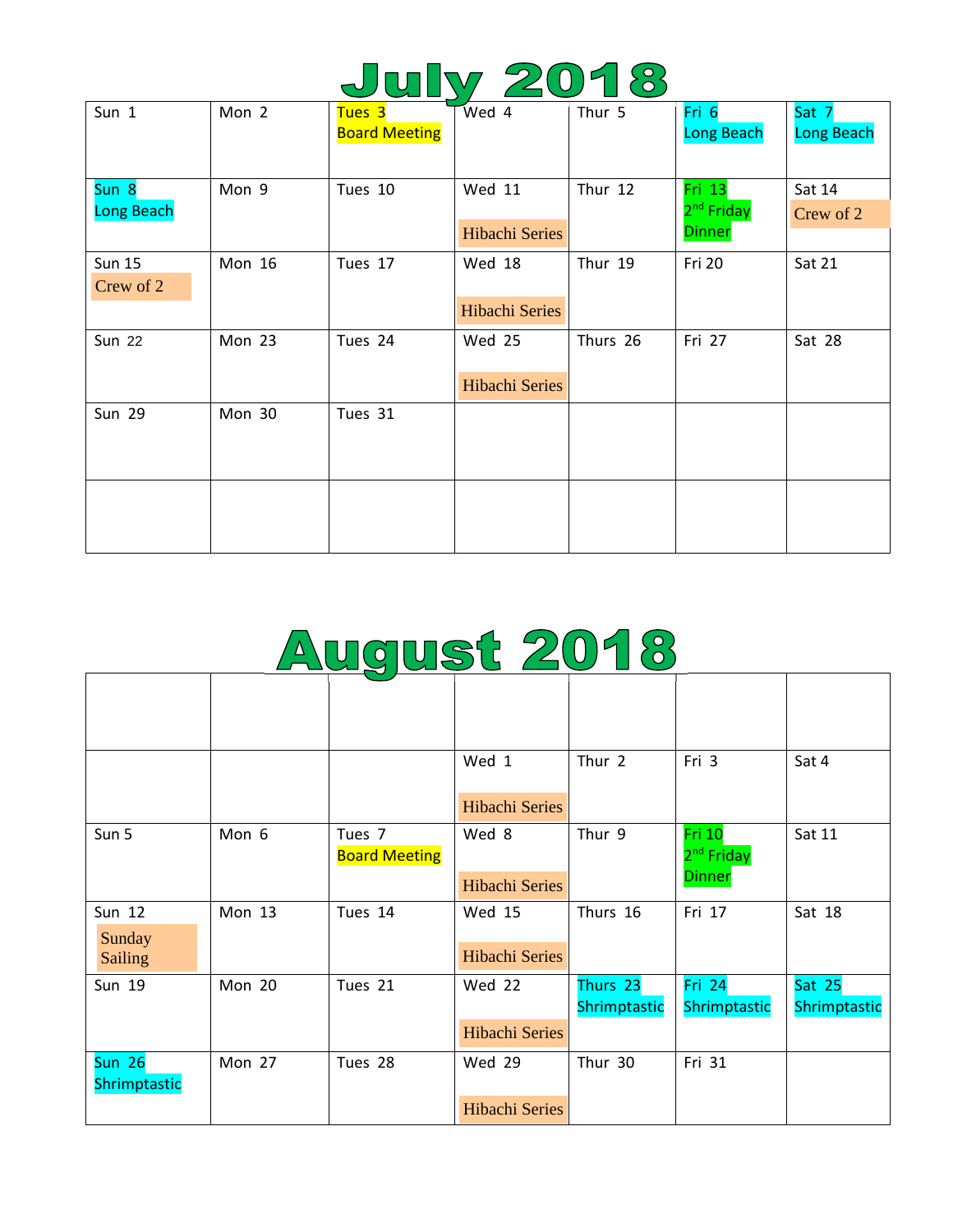# July 2018

| | | | | | | |
|---|---|---|---|---|---|---|
| Sun 1 | Mon 2 | Tues 3<br>Board Meeting | Wed 4 | Thur 5 | Fri 6<br>Long Beach | Sat 7<br>Long Beach |
| Sun 8<br>Long Beach | Mon 9 | Tues 10 | Wed 11<br>Hibachi Series | Thur 12 | Fri 13<br>2nd Friday Dinner | Sat 14<br>Crew of 2 |
| Sun 15<br>Crew of 2 | Mon 16 | Tues 17 | Wed 18<br>Hibachi Series | Thur 19 | Fri 20 | Sat 21 |
| Sun 22 | Mon 23 | Tues 24 | Wed 25<br>Hibachi Series | Thurs 26 | Fri 27 | Sat 28 |
| Sun 29 | Mon 30 | Tues 31 | | | | |
| | | | | | | |

# August 2018

| | | | | | | |
|---|---|---|---|---|---|---|
| | | | | | | |
| | | | Wed 1<br>Hibachi Series | Thur 2 | Fri 3 | Sat 4 |
| Sun 5 | Mon 6 | Tues 7<br>Board Meeting | Wed 8<br>Hibachi Series | Thur 9 | Fri 10<br>2nd Friday Dinner | Sat 11 |
| Sun 12<br>Sunday Sailing | Mon 13 | Tues 14 | Wed 15<br>Hibachi Series | Thurs 16 | Fri 17 | Sat 18 |
| Sun 19 | Mon 20 | Tues 21 | Wed 22<br>Hibachi Series | Thurs 23<br>Shrimptastic | Fri 24<br>Shrimptastic | Sat 25<br>Shrimptastic |
| Sun 26<br>Shrimptastic | Mon 27 | Tues 28 | Wed 29<br>Hibachi Series | Thur 30 | Fri 31 | |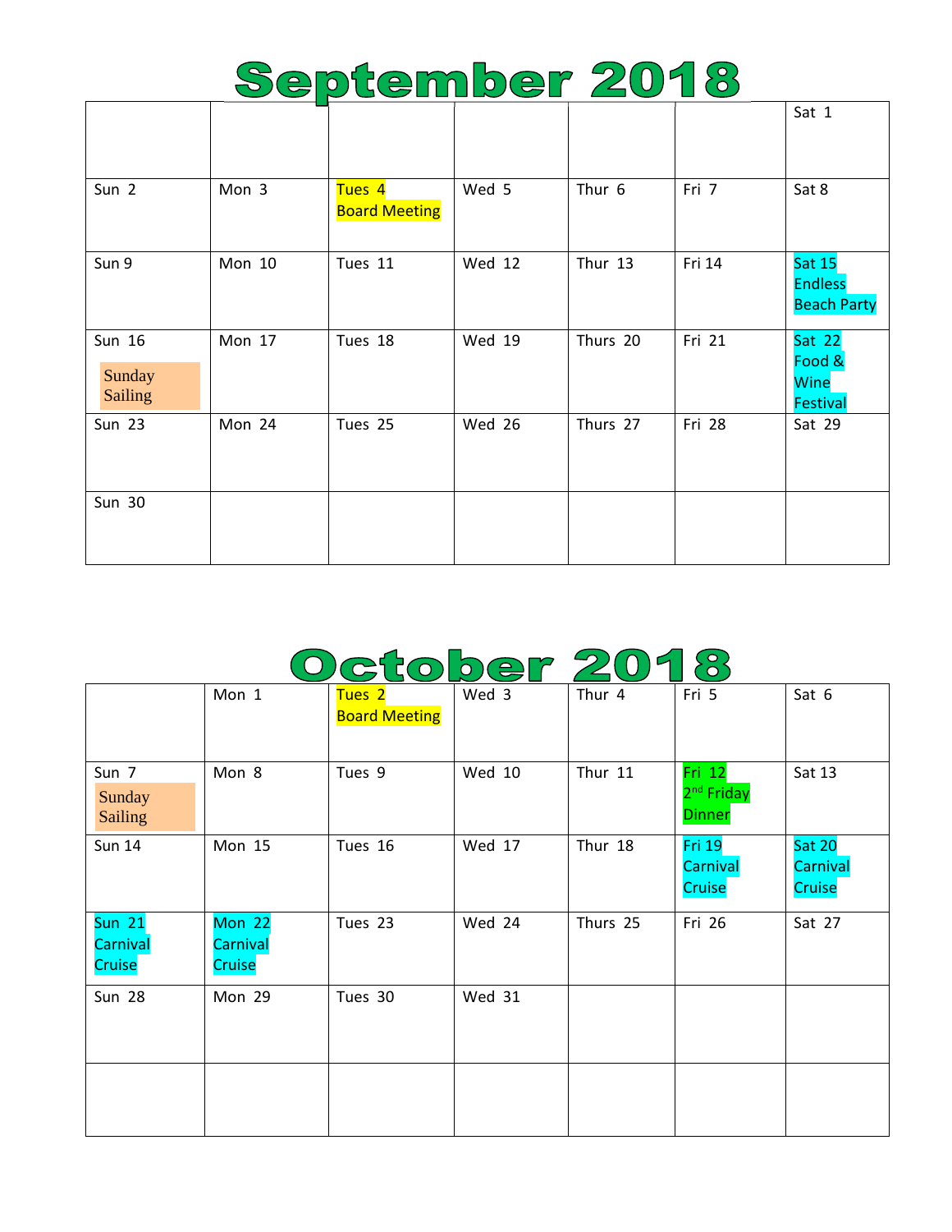# September 2018

| | | | | | | |
|---|---|---|---|---|---|---|
| | | | | | | Sat 1 |
| Sun 2 | Mon 3 | Tues 4 Board Meeting | Wed 5 | Thur 6 | Fri 7 | Sat 8 |
| Sun 9 | Mon 10 | Tues 11 | Wed 12 | Thur 13 | Fri 14 | Sat 15 Endless Beach Party |
| Sun 16 Sunday Sailing | Mon 17 | Tues 18 | Wed 19 | Thurs 20 | Fri 21 | Sat 22 Food & Wine Festival |
| Sun 23 | Mon 24 | Tues 25 | Wed 26 | Thurs 27 | Fri 28 | Sat 29 |
| Sun 30 | | | | | | |

# October 2018

| | | | | | | |
|---|---|---|---|---|---|---|
| | Mon 1 | Tues 2 Board Meeting | Wed 3 | Thur 4 | Fri 5 | Sat 6 |
| Sun 7 Sunday Sailing | Mon 8 | Tues 9 | Wed 10 | Thur 11 | Fri 12 2nd Friday Dinner | Sat 13 |
| Sun 14 | Mon 15 | Tues 16 | Wed 17 | Thur 18 | Fri 19 Carnival Cruise | Sat 20 Carnival Cruise |
| Sun 21 Carnival Cruise | Mon 22 Carnival Cruise | Tues 23 | Wed 24 | Thurs 25 | Fri 26 | Sat 27 |
| Sun 28 | Mon 29 | Tues 30 | Wed 31 | | | |
| | | | | | | |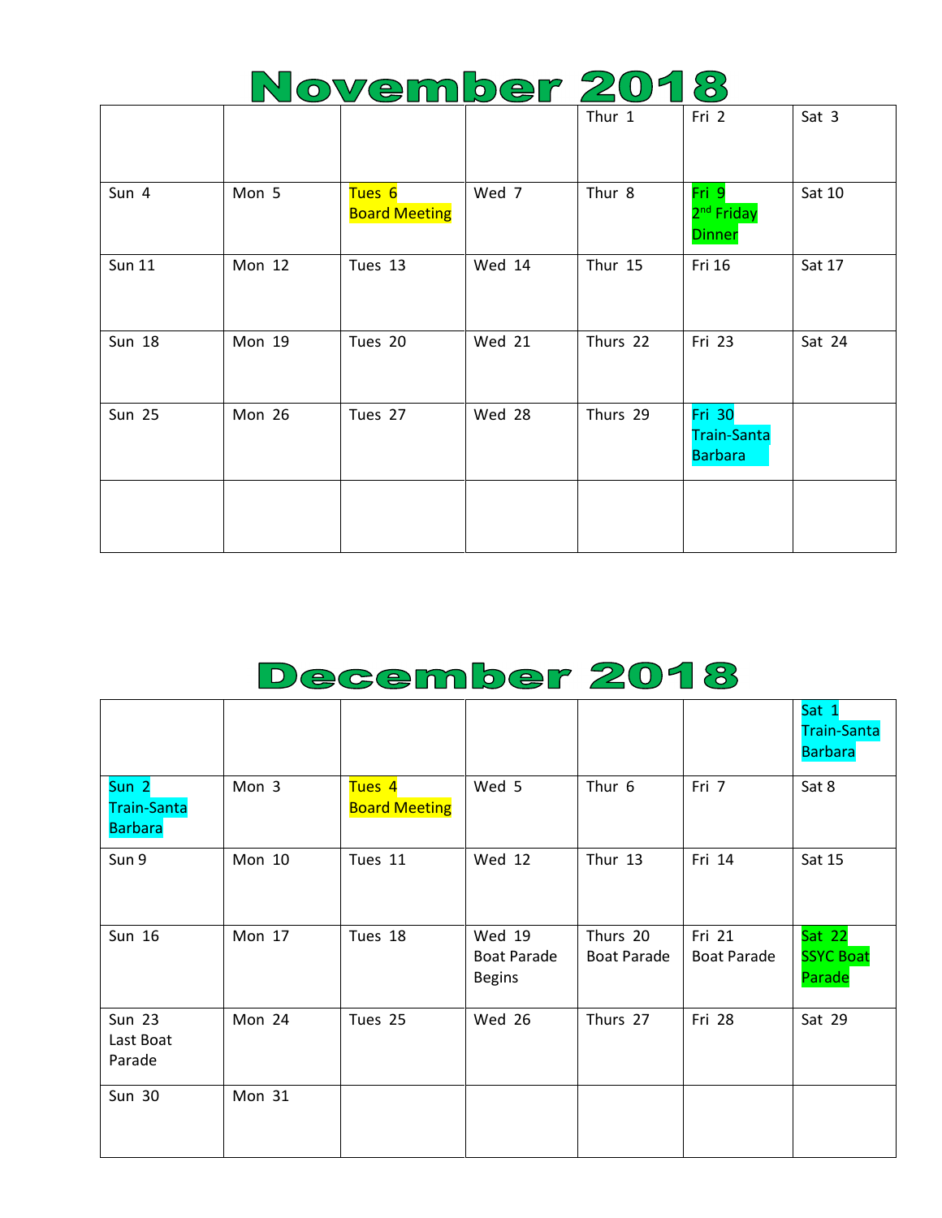# November 2018

| | | | | | | |
|---|---|---|---|---|---|---|
| | | | | Thur 1 | Fri 2 | Sat 3 |
| Sun 4 | Mon 5 | Tues 6<br>Board Meeting | Wed 7 | Thur 8 | Fri 9<br>2nd Friday Dinner | Sat 10 |
| Sun 11 | Mon 12 | Tues 13 | Wed 14 | Thur 15 | Fri 16 | Sat 17 |
| Sun 18 | Mon 19 | Tues 20 | Wed 21 | Thurs 22 | Fri 23 | Sat 24 |
| Sun 25 | Mon 26 | Tues 27 | Wed 28 | Thurs 29 | Fri 30<br>Train-Santa Barbara | |
| | | | | | | |

# December 2018

| | | | | | | |
|---|---|---|---|---|---|---|
| | | | | | | Sat 1<br>Train-Santa Barbara |
| Sun 2<br>Train-Santa Barbara | Mon 3 | Tues 4<br>Board Meeting | Wed 5 | Thur 6 | Fri 7 | Sat 8 |
| Sun 9 | Mon 10 | Tues 11 | Wed 12 | Thur 13 | Fri 14 | Sat 15 |
| Sun 16 | Mon 17 | Tues 18 | Wed 19<br>Boat Parade Begins | Thurs 20<br>Boat Parade | Fri 21<br>Boat Parade | Sat 22<br>SSYC Boat Parade |
| Sun 23<br>Last Boat Parade | Mon 24 | Tues 25 | Wed 26 | Thurs 27 | Fri 28 | Sat 29 |
| Sun 30 | Mon 31 | | | | | |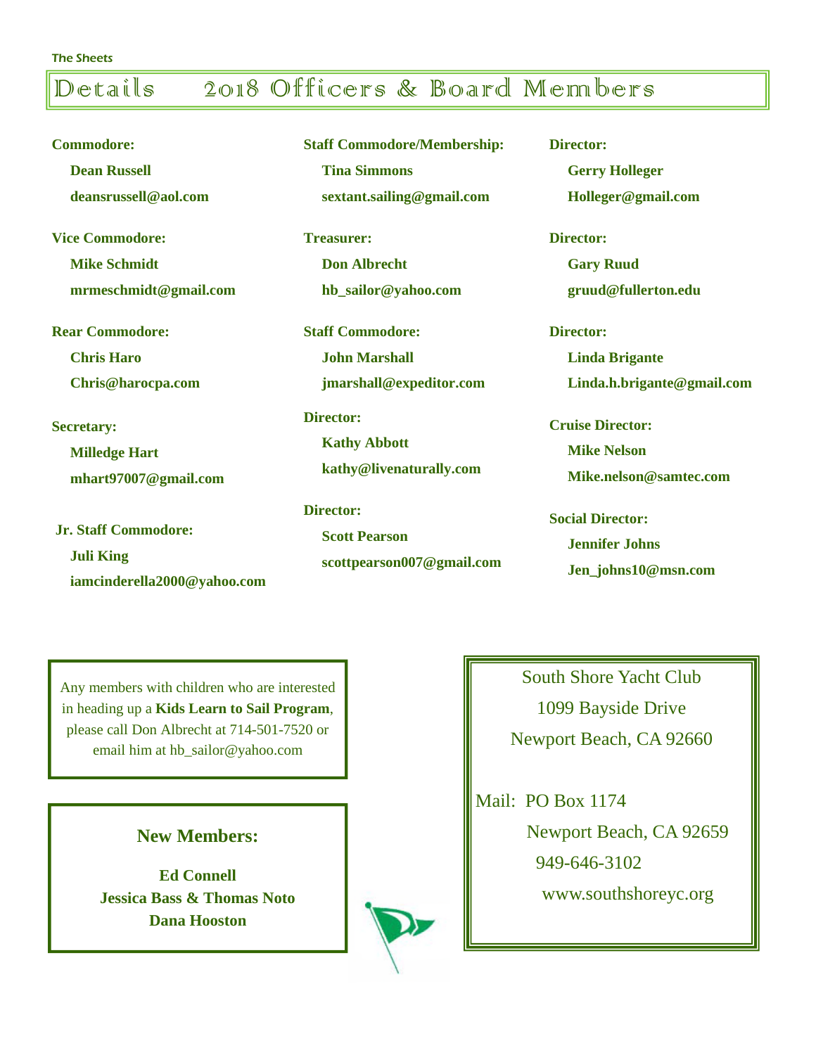# Details 2018 Officers & Board Members

**Commodore:**
**Dean Russell**
**deansrussell@aol.com**

**Vice Commodore:**
**Mike Schmidt**
**mrmeschmidt@gmail.com**

**Rear Commodore:**
**Chris Haro**
**Chris@harocpa.com**

**Secretary:**
**Milledge Hart**
**mhart97007@gmail.com**

**Jr. Staff Commodore:**
**Juli King**
**iamcinderella2000@yahoo.com**

**Staff Commodore/Membership:**
**Tina Simmons**
**sextant.sailing@gmail.com**

**Treasurer:**
**Don Albrecht**
**hb_sailor@yahoo.com**

**Staff Commodore:**
**John Marshall**
**jmarshall@expeditor.com**

**Director:**
**Kathy Abbott**
**kathy@livenaturally.com**

**Director:**
**Scott Pearson**
**scottpearson007@gmail.com**

**Director:**
**Gerry Holleger**
**Holleger@gmail.com**

**Director:**
**Gary Ruud**
**gruud@fullerton.edu**

**Director:**
**Linda Brigante**
**Linda.h.brigante@gmail.com**

**Cruise Director:**
**Mike Nelson**
**Mike.nelson@samtec.com**

**Social Director:**
**Jennifer Johns**
**Jen_johns10@msn.com**

Any members with children who are interested in heading up a **Kids Learn to Sail Program**, please call Don Albrecht at 714-501-7520 or email him at hb_sailor@yahoo.com

**New Members:**

**Ed Connell**
**Jessica Bass & Thomas Noto**
**Dana Hooston**

South Shore Yacht Club
1099 Bayside Drive
Newport Beach, CA 92660

Mail: PO Box 1174
Newport Beach, CA 92659
949-646-3102
www.southshoreyc.org